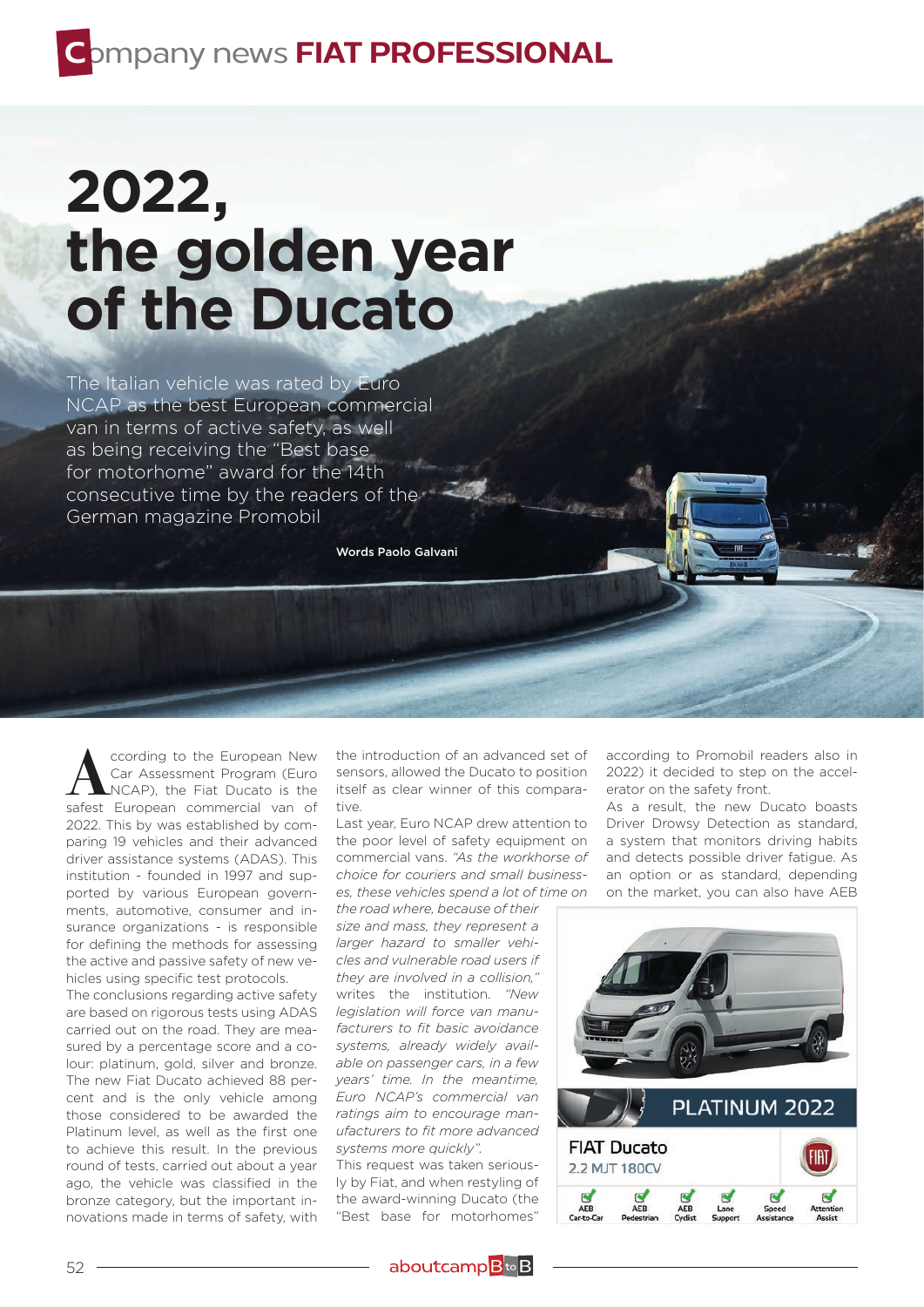# 2022, the golden year of the Ducato

The Italian vehicle was rated by Euro NCAP as the best European commercial van in terms of active safety, as well as being receiving the "Best base for motorhome" award for the 14th consecutive time by the readers of the German magazine Promobil

Words Paolo Galvani

According to the European New Car Assessment Program (Euro NCAP), the Fiat Ducato is the safest European commercial van of 2022. This by was established by comparing 19 vehicles and their advanced driver assistance systems (ADAS). This institution - founded in 1997 and supported by various European governments, automotive, consumer and insurance organizations - is responsible for defining the methods for assessing the active and passive safety of new vehicles using specific test protocols.

The conclusions regarding active safety are based on rigorous tests using ADAS carried out on the road. They are measured by a percentage score and a colour: platinum, gold, silver and bronze. The new Fiat Ducato achieved 88 percent and is the only vehicle among those considered to be awarded the Platinum level, as well as the first one to achieve this result. In the previous round of tests, carried out about a year ago, the vehicle was classified in the bronze category, but the important innovations made in terms of safety, with the introduction of an advanced set of sensors, allowed the Ducato to position itself as clear winner of this comparative.

Last year, Euro NCAP drew attention to the poor level of safety equipment on commercial vans. *"As the workhorse of choice for couriers and small businesses, these vehicles spend a lot of time on the road where, because of their size and mass, they represent a larger hazard to smaller vehicles and vulnerable road users if they are involved in a collision,"* writes the institution. *"New legislation will force van manufacturers to fit basic avoidance systems, already widely available on passenger cars, in a few years' time. In the meantime, Euro NCAP's commercial van ratings aim to encourage manufacturers to fit more advanced systems more quickly".*

This request was taken seriously by Fiat, and when restyling of the award-winning Ducato (the "Best base for motorhomes" according to Promobil readers also in 2022) it decided to step on the accelerator on the safety front.

As a result, the new Ducato boasts Driver Drowsy Detection as standard, a system that monitors driving habits and detects possible driver fatigue. As an option or as standard, depending on the market, you can also have AEB

PLATINUM 2022

FIAT Ducato
2.2 MJT 180CV

AEB Car-to-Car | AEB Pedestrian | AEB Cyclist | Lane Support | Speed Assistance | Attention Assist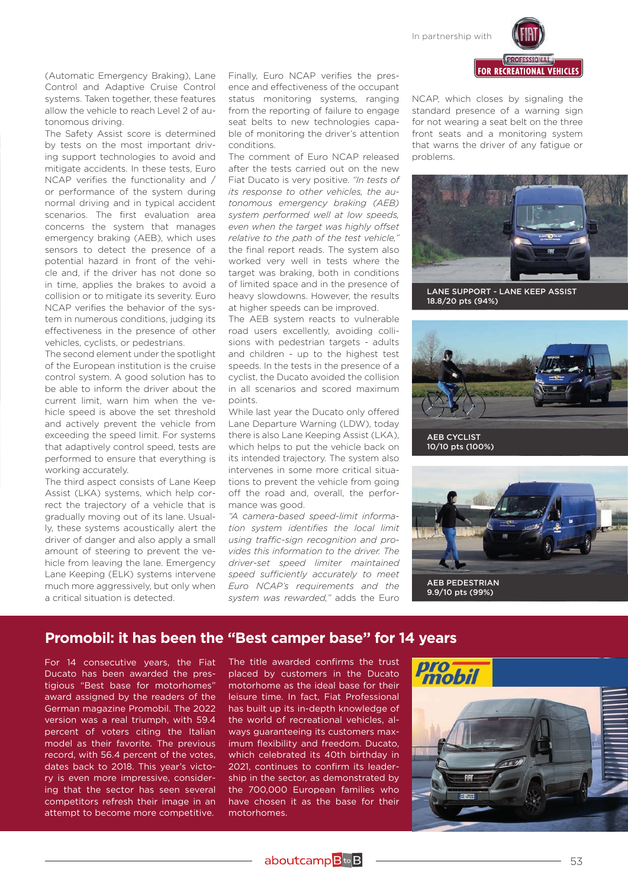(Automatic Emergency Braking), Lane Control and Adaptive Cruise Control systems. Taken together, these features allow the vehicle to reach Level 2 of autonomous driving.

The Safety Assist score is determined by tests on the most important driving support technologies to avoid and mitigate accidents. In these tests, Euro NCAP verifies the functionality and / or performance of the system during normal driving and in typical accident scenarios. The first evaluation area concerns the system that manages emergency braking (AEB), which uses sensors to detect the presence of a potential hazard in front of the vehicle and, if the driver has not done so in time, applies the brakes to avoid a collision or to mitigate its severity. Euro NCAP verifies the behavior of the system in numerous conditions, judging its effectiveness in the presence of other vehicles, cyclists, or pedestrians.

The second element under the spotlight of the European institution is the cruise control system. A good solution has to be able to inform the driver about the current limit, warn him when the vehicle speed is above the set threshold and actively prevent the vehicle from exceeding the speed limit. For systems that adaptively control speed, tests are performed to ensure that everything is working accurately.

The third aspect consists of Lane Keep Assist (LKA) systems, which help correct the trajectory of a vehicle that is gradually moving out of its lane. Usually, these systems acoustically alert the driver of danger and also apply a small amount of steering to prevent the vehicle from leaving the lane. Emergency Lane Keeping (ELK) systems intervene much more aggressively, but only when a critical situation is detected.

Finally, Euro NCAP verifies the presence and effectiveness of the occupant status monitoring systems, ranging from the reporting of failure to engage seat belts to new technologies capable of monitoring the driver's attention conditions.

The comment of Euro NCAP released after the tests carried out on the new Fiat Ducato is very positive. *"In tests of its response to other vehicles, the autonomous emergency braking (AEB) system performed well at low speeds, even when the target was highly offset relative to the path of the test vehicle,"* the final report reads. The system also worked very well in tests where the target was braking, both in conditions of limited space and in the presence of heavy slowdowns. However, the results at higher speeds can be improved.

The AEB system reacts to vulnerable road users excellently, avoiding collisions with pedestrian targets - adults and children - up to the highest test speeds. In the tests in the presence of a cyclist, the Ducato avoided the collision in all scenarios and scored maximum points.

While last year the Ducato only offered Lane Departure Warning (LDW), today there is also Lane Keeping Assist (LKA), which helps to put the vehicle back on its intended trajectory. The system also intervenes in some more critical situations to prevent the vehicle from going off the road and, overall, the performance was good.

*"A camera-based speed-limit information system identifies the local limit using traffic-sign recognition and provides this information to the driver. The driver-set speed limiter maintained speed sufficiently accurately to meet Euro NCAP's requirements and the system was rewarded,"* adds the Euro NCAP, which closes by signaling the standard presence of a warning sign for not wearing a seat belt on the three front seats and a monitoring system that warns the driver of any fatigue or problems.

LANE SUPPORT - LANE KEEP ASSIST
18.8/20 pts (94%)

AEB CYCLIST
10/10 pts (100%)

AEB PEDESTRIAN
9.9/10 pts (99%)

## Promobil: it has been the "Best camper base" for 14 years

For 14 consecutive years, the Fiat Ducato has been awarded the prestigious "Best base for motorhomes" award assigned by the readers of the German magazine Promobil. The 2022 version was a real triumph, with 59.4 percent of voters citing the Italian model as their favorite. The previous record, with 56.4 percent of the votes, dates back to 2018. This year's victory is even more impressive, considering that the sector has seen several competitors refresh their image in an attempt to become more competitive.

The title awarded confirms the trust placed by customers in the Ducato motorhome as the ideal base for their leisure time. In fact, Fiat Professional has built up its in-depth knowledge of the world of recreational vehicles, always guaranteeing its customers maximum flexibility and freedom. Ducato, which celebrated its 40th birthday in 2021, continues to confirm its leadership in the sector, as demonstrated by the 700,000 European families who have chosen it as the base for their motorhomes.